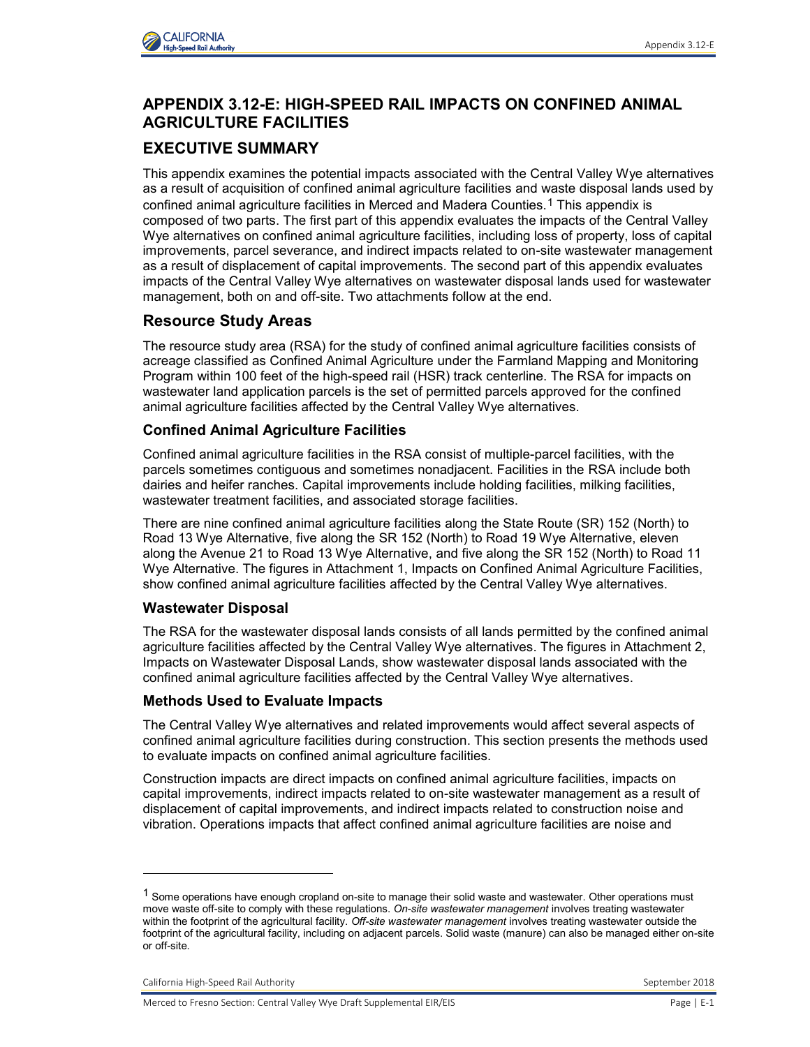# APPENDIX 3.12-E: HIGH-SPEED RAIL IMPACTS ON CONFINED ANIMAL AGRICULTURE FACILITIES

## EXECUTIVE SUMMARY

This appendix examines the potential impacts associated with the Central Valley Wye alternatives as a result of acquisition of confined animal agriculture facilities and waste disposal lands used by confined animal agriculture facilities in Merced and Madera Counties.[1] This appendix is composed of two parts. The first part of this appendix evaluates the impacts of the Central Valley Wye alternatives on confined animal agriculture facilities, including loss of property, loss of capital improvements, parcel severance, and indirect impacts related to on-site wastewater management as a result of displacement of capital improvements. The second part of this appendix evaluates impacts of the Central Valley Wye alternatives on wastewater disposal lands used for wastewater management, both on and off-site. Two attachments follow at the end.

### Resource Study Areas

The resource study area (RSA) for the study of confined animal agriculture facilities consists of acreage classified as Confined Animal Agriculture under the Farmland Mapping and Monitoring Program within 100 feet of the high-speed rail (HSR) track centerline. The RSA for impacts on wastewater land application parcels is the set of permitted parcels approved for the confined animal agriculture facilities affected by the Central Valley Wye alternatives.

#### Confined Animal Agriculture Facilities

Confined animal agriculture facilities in the RSA consist of multiple-parcel facilities, with the parcels sometimes contiguous and sometimes nonadjacent. Facilities in the RSA include both dairies and heifer ranches. Capital improvements include holding facilities, milking facilities, wastewater treatment facilities, and associated storage facilities.

There are nine confined animal agriculture facilities along the State Route (SR) 152 (North) to Road 13 Wye Alternative, five along the SR 152 (North) to Road 19 Wye Alternative, eleven along the Avenue 21 to Road 13 Wye Alternative, and five along the SR 152 (North) to Road 11 Wye Alternative. The figures in Attachment 1, Impacts on Confined Animal Agriculture Facilities, show confined animal agriculture facilities affected by the Central Valley Wye alternatives.

#### Wastewater Disposal

The RSA for the wastewater disposal lands consists of all lands permitted by the confined animal agriculture facilities affected by the Central Valley Wye alternatives. The figures in Attachment 2, Impacts on Wastewater Disposal Lands, show wastewater disposal lands associated with the confined animal agriculture facilities affected by the Central Valley Wye alternatives.

### Methods Used to Evaluate Impacts

The Central Valley Wye alternatives and related improvements would affect several aspects of confined animal agriculture facilities during construction. This section presents the methods used to evaluate impacts on confined animal agriculture facilities.

Construction impacts are direct impacts on confined animal agriculture facilities, impacts on capital improvements, indirect impacts related to on-site wastewater management as a result of displacement of capital improvements, and indirect impacts related to construction noise and vibration. Operations impacts that affect confined animal agriculture facilities are noise and

---

[1] Some operations have enough cropland on-site to manage their solid waste and wastewater. Other operations must move waste off-site to comply with these regulations. *On-site wastewater management* involves treating wastewater within the footprint of the agricultural facility. *Off-site wastewater management* involves treating wastewater outside the footprint of the agricultural facility, including on adjacent parcels. Solid waste (manure) can also be managed either on-site or off-site.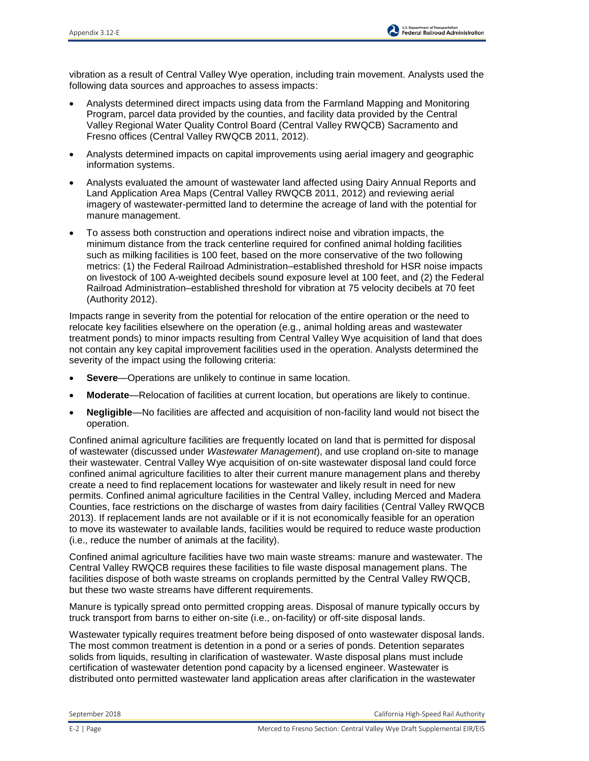vibration as a result of Central Valley Wye operation, including train movement. Analysts used the following data sources and approaches to assess impacts:

- Analysts determined direct impacts using data from the Farmland Mapping and Monitoring Program, parcel data provided by the counties, and facility data provided by the Central Valley Regional Water Quality Control Board (Central Valley RWQCB) Sacramento and Fresno offices (Central Valley RWQCB 2011, 2012).
- Analysts determined impacts on capital improvements using aerial imagery and geographic information systems.
- Analysts evaluated the amount of wastewater land affected using Dairy Annual Reports and Land Application Area Maps (Central Valley RWQCB 2011, 2012) and reviewing aerial imagery of wastewater-permitted land to determine the acreage of land with the potential for manure management.
- To assess both construction and operations indirect noise and vibration impacts, the minimum distance from the track centerline required for confined animal holding facilities such as milking facilities is 100 feet, based on the more conservative of the two following metrics: (1) the Federal Railroad Administration–established threshold for HSR noise impacts on livestock of 100 A-weighted decibels sound exposure level at 100 feet, and (2) the Federal Railroad Administration–established threshold for vibration at 75 velocity decibels at 70 feet (Authority 2012).

Impacts range in severity from the potential for relocation of the entire operation or the need to relocate key facilities elsewhere on the operation (e.g., animal holding areas and wastewater treatment ponds) to minor impacts resulting from Central Valley Wye acquisition of land that does not contain any key capital improvement facilities used in the operation. Analysts determined the severity of the impact using the following criteria:

- **Severe**—Operations are unlikely to continue in same location.
- **Moderate**—Relocation of facilities at current location, but operations are likely to continue.
- **Negligible**—No facilities are affected and acquisition of non-facility land would not bisect the operation.

Confined animal agriculture facilities are frequently located on land that is permitted for disposal of wastewater (discussed under *Wastewater Management*), and use cropland on-site to manage their wastewater. Central Valley Wye acquisition of on-site wastewater disposal land could force confined animal agriculture facilities to alter their current manure management plans and thereby create a need to find replacement locations for wastewater and likely result in need for new permits. Confined animal agriculture facilities in the Central Valley, including Merced and Madera Counties, face restrictions on the discharge of wastes from dairy facilities (Central Valley RWQCB 2013). If replacement lands are not available or if it is not economically feasible for an operation to move its wastewater to available lands, facilities would be required to reduce waste production (i.e., reduce the number of animals at the facility).

Confined animal agriculture facilities have two main waste streams: manure and wastewater. The Central Valley RWQCB requires these facilities to file waste disposal management plans. The facilities dispose of both waste streams on croplands permitted by the Central Valley RWQCB, but these two waste streams have different requirements.

Manure is typically spread onto permitted cropping areas. Disposal of manure typically occurs by truck transport from barns to either on-site (i.e., on-facility) or off-site disposal lands.

Wastewater typically requires treatment before being disposed of onto wastewater disposal lands. The most common treatment is detention in a pond or a series of ponds. Detention separates solids from liquids, resulting in clarification of wastewater. Waste disposal plans must include certification of wastewater detention pond capacity by a licensed engineer. Wastewater is distributed onto permitted wastewater land application areas after clarification in the wastewater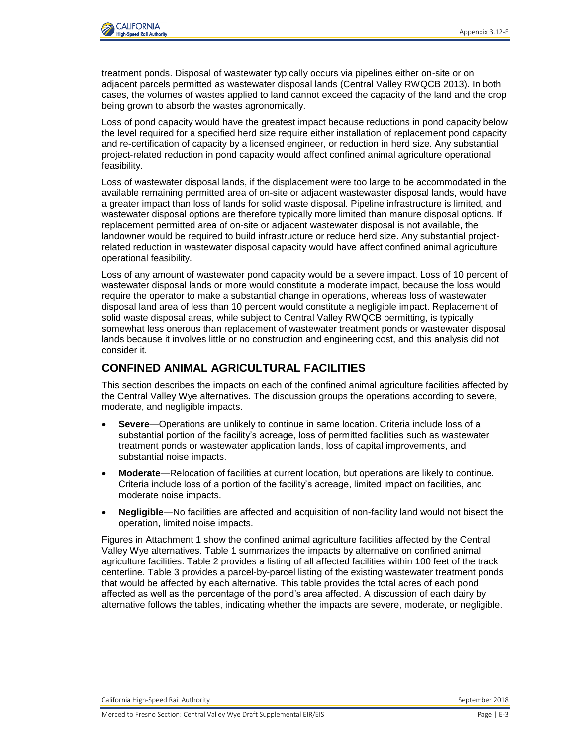treatment ponds. Disposal of wastewater typically occurs via pipelines either on-site or on adjacent parcels permitted as wastewater disposal lands (Central Valley RWQCB 2013). In both cases, the volumes of wastes applied to land cannot exceed the capacity of the land and the crop being grown to absorb the wastes agronomically.

Loss of pond capacity would have the greatest impact because reductions in pond capacity below the level required for a specified herd size require either installation of replacement pond capacity and re-certification of capacity by a licensed engineer, or reduction in herd size. Any substantial project-related reduction in pond capacity would affect confined animal agriculture operational feasibility.

Loss of wastewater disposal lands, if the displacement were too large to be accommodated in the available remaining permitted area of on-site or adjacent wastewaster disposal lands, would have a greater impact than loss of lands for solid waste disposal. Pipeline infrastructure is limited, and wastewater disposal options are therefore typically more limited than manure disposal options. If replacement permitted area of on-site or adjacent wastewater disposal is not available, the landowner would be required to build infrastructure or reduce herd size. Any substantial project-related reduction in wastewater disposal capacity would have affect confined animal agriculture operational feasibility.

Loss of any amount of wastewater pond capacity would be a severe impact. Loss of 10 percent of wastewater disposal lands or more would constitute a moderate impact, because the loss would require the operator to make a substantial change in operations, whereas loss of wastewater disposal land area of less than 10 percent would constitute a negligible impact. Replacement of solid waste disposal areas, while subject to Central Valley RWQCB permitting, is typically somewhat less onerous than replacement of wastewater treatment ponds or wastewater disposal lands because it involves little or no construction and engineering cost, and this analysis did not consider it.

## CONFINED ANIMAL AGRICULTURAL FACILITIES

This section describes the impacts on each of the confined animal agriculture facilities affected by the Central Valley Wye alternatives. The discussion groups the operations according to severe, moderate, and negligible impacts.

- **Severe**—Operations are unlikely to continue in same location. Criteria include loss of a substantial portion of the facility's acreage, loss of permitted facilities such as wastewater treatment ponds or wastewater application lands, loss of capital improvements, and substantial noise impacts.
- **Moderate**—Relocation of facilities at current location, but operations are likely to continue. Criteria include loss of a portion of the facility's acreage, limited impact on facilities, and moderate noise impacts.
- **Negligible**—No facilities are affected and acquisition of non-facility land would not bisect the operation, limited noise impacts.

Figures in Attachment 1 show the confined animal agriculture facilities affected by the Central Valley Wye alternatives. Table 1 summarizes the impacts by alternative on confined animal agriculture facilities. Table 2 provides a listing of all affected facilities within 100 feet of the track centerline. Table 3 provides a parcel-by-parcel listing of the existing wastewater treatment ponds that would be affected by each alternative. This table provides the total acres of each pond affected as well as the percentage of the pond's area affected. A discussion of each dairy by alternative follows the tables, indicating whether the impacts are severe, moderate, or negligible.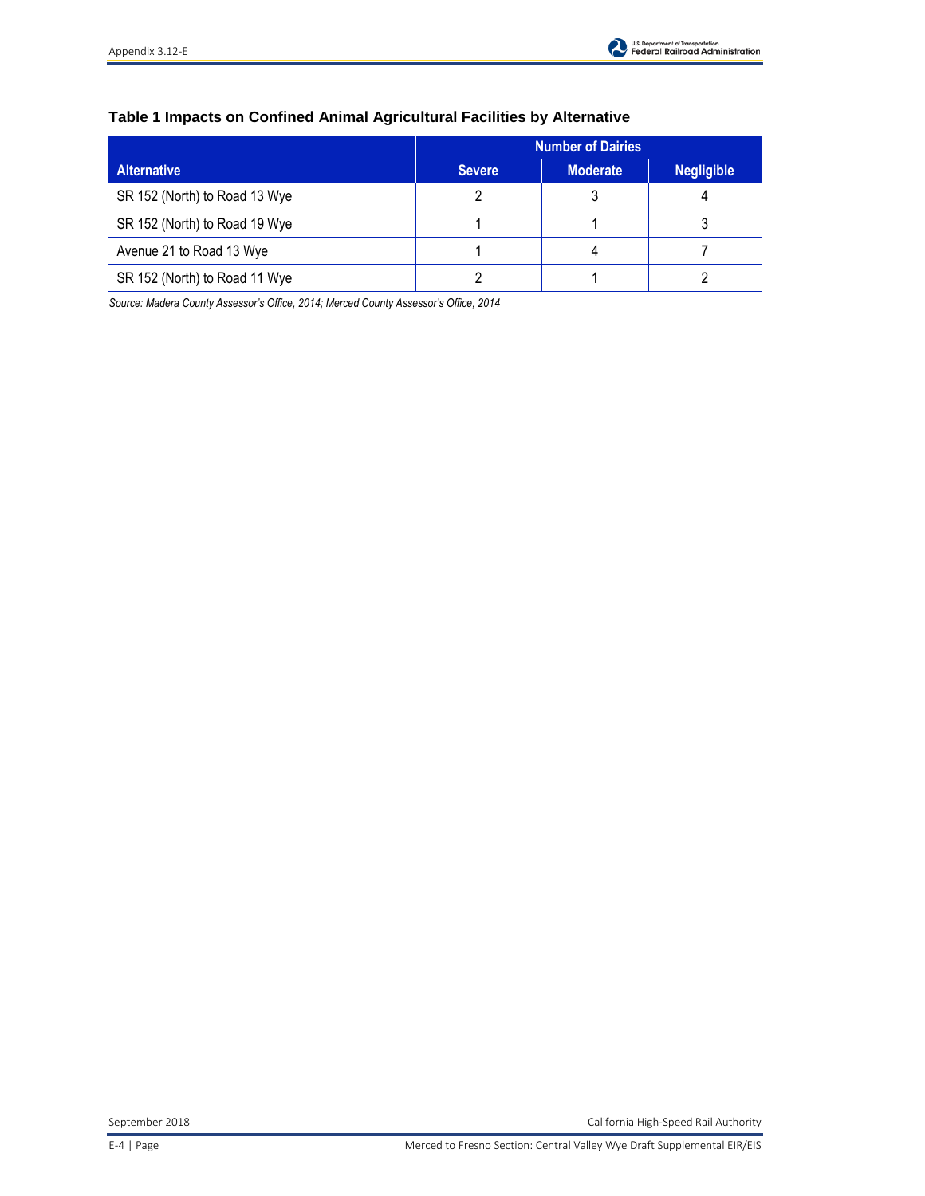**Table 1 Impacts on Confined Animal Agricultural Facilities by Alternative**

| Alternative | Number of Dairies | | |
|---|---|---|---|
| | Severe | Moderate | Negligible |
| SR 152 (North) to Road 13 Wye | 2 | 3 | 4 |
| SR 152 (North) to Road 19 Wye | 1 | 1 | 3 |
| Avenue 21 to Road 13 Wye | 1 | 4 | 7 |
| SR 152 (North) to Road 11 Wye | 2 | 1 | 2 |

*Source: Madera County Assessor's Office, 2014; Merced County Assessor's Office, 2014*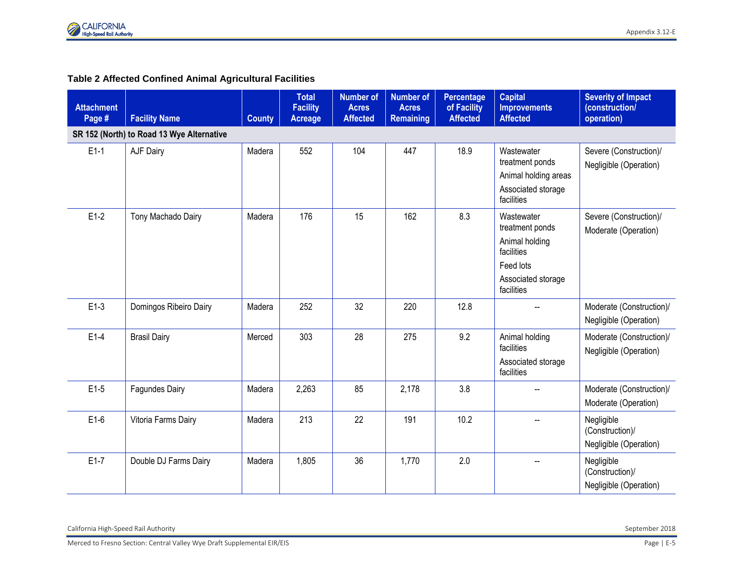**Table 2 Affected Confined Animal Agricultural Facilities**

| Attachment Page # | Facility Name | County | Total Facility Acreage | Number of Acres Affected | Number of Acres Remaining | Percentage of Facility Affected | Capital Improvements Affected | Severity of Impact (construction/ operation) |
|---|---|---|---|---|---|---|---|---|
| **SR 152 (North) to Road 13 Wye Alternative** | | | | | | | | |
| E1-1 | AJF Dairy | Madera | 552 | 104 | 447 | 18.9 | Wastewater treatment ponds<br>Animal holding areas<br>Associated storage facilities | Severe (Construction)/<br>Negligible (Operation) |
| E1-2 | Tony Machado Dairy | Madera | 176 | 15 | 162 | 8.3 | Wastewater treatment ponds<br>Animal holding facilities<br>Feed lots<br>Associated storage facilities | Severe (Construction)/<br>Moderate (Operation) |
| E1-3 | Domingos Ribeiro Dairy | Madera | 252 | 32 | 220 | 12.8 | -- | Moderate (Construction)/<br>Negligible (Operation) |
| E1-4 | Brasil Dairy | Merced | 303 | 28 | 275 | 9.2 | Animal holding facilities<br>Associated storage facilities | Moderate (Construction)/<br>Negligible (Operation) |
| E1-5 | Fagundes Dairy | Madera | 2,263 | 85 | 2,178 | 3.8 | -- | Moderate (Construction)/<br>Moderate (Operation) |
| E1-6 | Vitoria Farms Dairy | Madera | 213 | 22 | 191 | 10.2 | -- | Negligible (Construction)/<br>Negligible (Operation) |
| E1-7 | Double DJ Farms Dairy | Madera | 1,805 | 36 | 1,770 | 2.0 | -- | Negligible (Construction)/<br>Negligible (Operation) |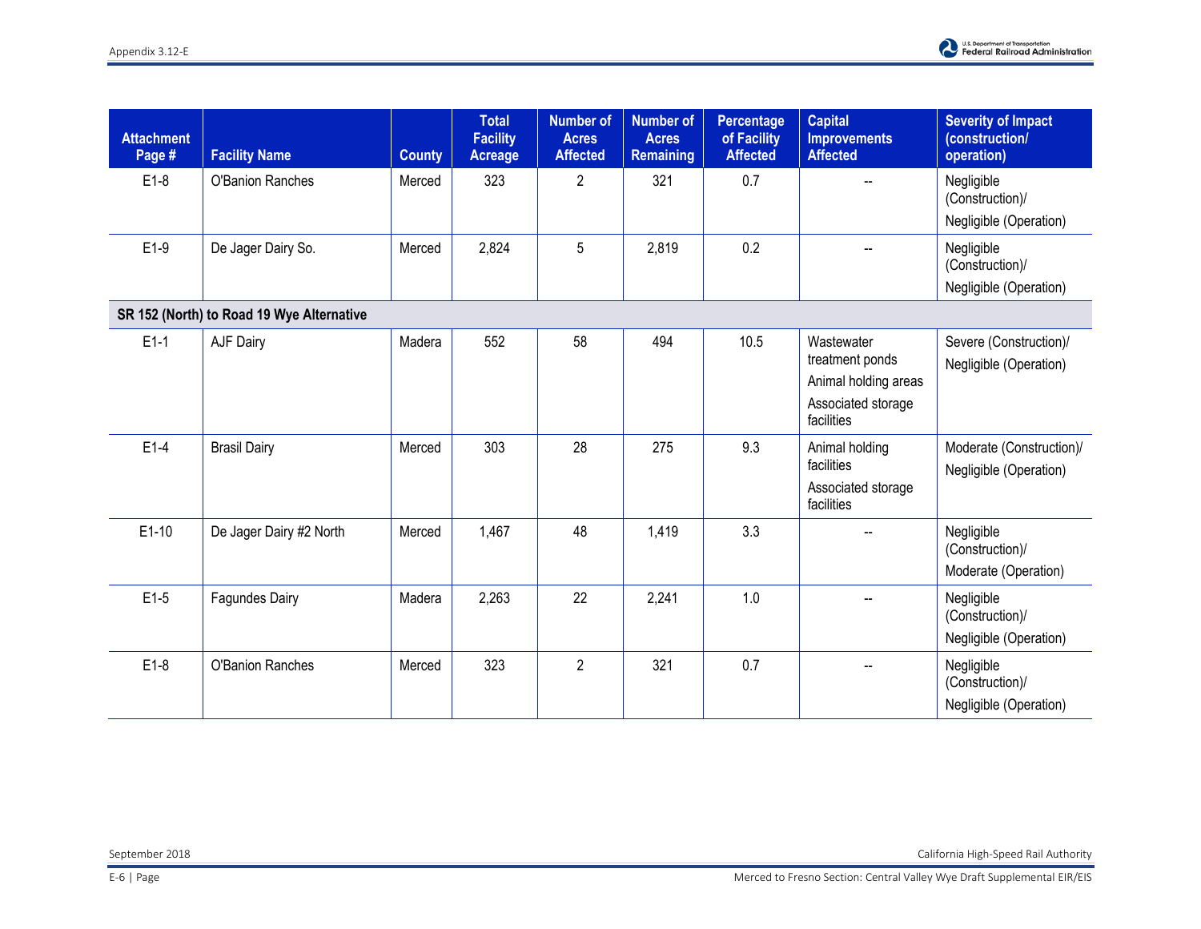| Attachment Page # | Facility Name | County | Total Facility Acreage | Number of Acres Affected | Number of Acres Remaining | Percentage of Facility Affected | Capital Improvements Affected | Severity of Impact (construction/ operation) |
|---|---|---|---|---|---|---|---|---|
| E1-8 | O'Banion Ranches | Merced | 323 | 2 | 321 | 0.7 | -- | Negligible (Construction)/ Negligible (Operation) |
| E1-9 | De Jager Dairy So. | Merced | 2,824 | 5 | 2,819 | 0.2 | -- | Negligible (Construction)/ Negligible (Operation) |
| **SR 152 (North) to Road 19 Wye Alternative** | | | | | | | | |
| E1-1 | AJF Dairy | Madera | 552 | 58 | 494 | 10.5 | Wastewater treatment ponds<br>Animal holding areas<br>Associated storage facilities | Severe (Construction)/ Negligible (Operation) |
| E1-4 | Brasil Dairy | Merced | 303 | 28 | 275 | 9.3 | Animal holding facilities<br>Associated storage facilities | Moderate (Construction)/ Negligible (Operation) |
| E1-10 | De Jager Dairy #2 North | Merced | 1,467 | 48 | 1,419 | 3.3 | -- | Negligible (Construction)/ Moderate (Operation) |
| E1-5 | Fagundes Dairy | Madera | 2,263 | 22 | 2,241 | 1.0 | -- | Negligible (Construction)/ Negligible (Operation) |
| E1-8 | O'Banion Ranches | Merced | 323 | 2 | 321 | 0.7 | -- | Negligible (Construction)/ Negligible (Operation) |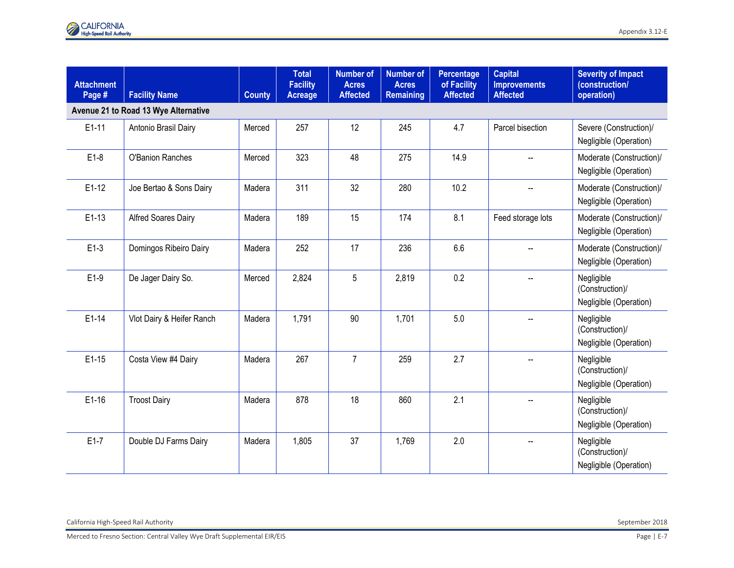| Attachment Page # | Facility Name | County | Total Facility Acreage | Number of Acres Affected | Number of Acres Remaining | Percentage of Facility Affected | Capital Improvements Affected | Severity of Impact (construction/ operation) |
|---|---|---|---|---|---|---|---|---|
| **Avenue 21 to Road 13 Wye Alternative** | | | | | | | | |
| E1-11 | Antonio Brasil Dairy | Merced | 257 | 12 | 245 | 4.7 | Parcel bisection | Severe (Construction)/ Negligible (Operation) |
| E1-8 | O'Banion Ranches | Merced | 323 | 48 | 275 | 14.9 | -- | Moderate (Construction)/ Negligible (Operation) |
| E1-12 | Joe Bertao & Sons Dairy | Madera | 311 | 32 | 280 | 10.2 | -- | Moderate (Construction)/ Negligible (Operation) |
| E1-13 | Alfred Soares Dairy | Madera | 189 | 15 | 174 | 8.1 | Feed storage lots | Moderate (Construction)/ Negligible (Operation) |
| E1-3 | Domingos Ribeiro Dairy | Madera | 252 | 17 | 236 | 6.6 | -- | Moderate (Construction)/ Negligible (Operation) |
| E1-9 | De Jager Dairy So. | Merced | 2,824 | 5 | 2,819 | 0.2 | -- | Negligible (Construction)/ Negligible (Operation) |
| E1-14 | Vlot Dairy & Heifer Ranch | Madera | 1,791 | 90 | 1,701 | 5.0 | -- | Negligible (Construction)/ Negligible (Operation) |
| E1-15 | Costa View #4 Dairy | Madera | 267 | 7 | 259 | 2.7 | -- | Negligible (Construction)/ Negligible (Operation) |
| E1-16 | Troost Dairy | Madera | 878 | 18 | 860 | 2.1 | -- | Negligible (Construction)/ Negligible (Operation) |
| E1-7 | Double DJ Farms Dairy | Madera | 1,805 | 37 | 1,769 | 2.0 | -- | Negligible (Construction)/ Negligible (Operation) |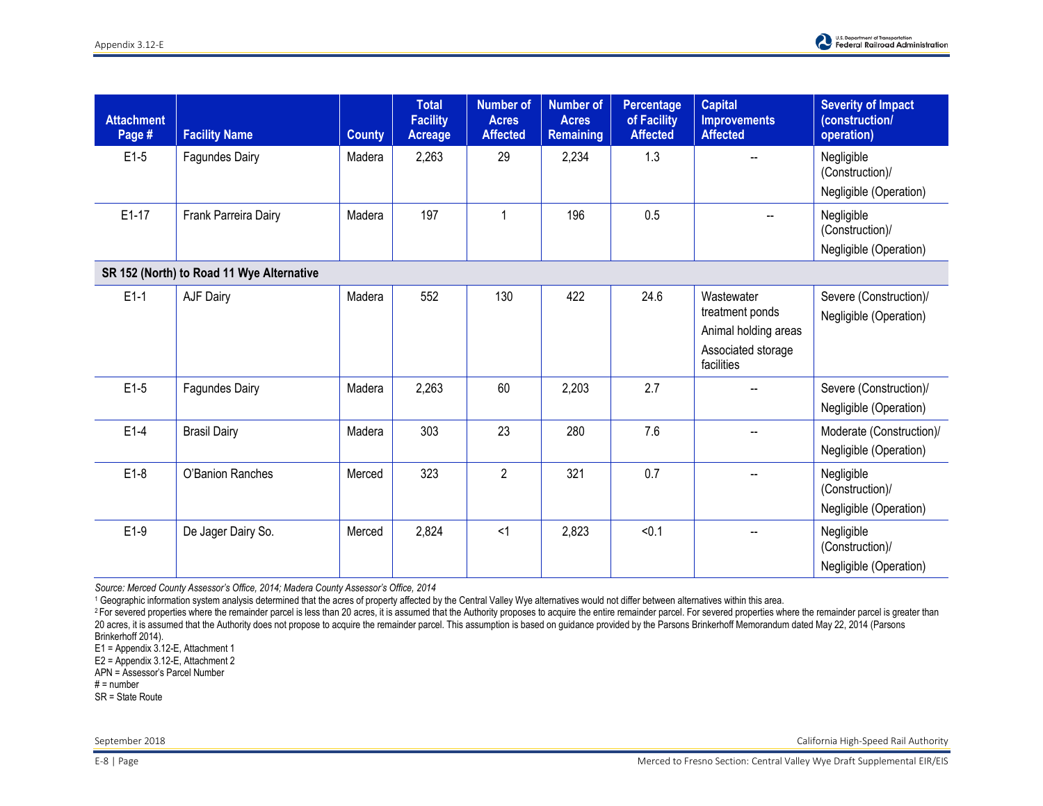| Attachment Page # | Facility Name | County | Total Facility Acreage | Number of Acres Affected | Number of Acres Remaining | Percentage of Facility Affected | Capital Improvements Affected | Severity of Impact (construction/ operation) |
|---|---|---|---|---|---|---|---|---|
| E1-5 | Fagundes Dairy | Madera | 2,263 | 29 | 2,234 | 1.3 | -- | Negligible (Construction)/ Negligible (Operation) |
| E1-17 | Frank Parreira Dairy | Madera | 197 | 1 | 196 | 0.5 | -- | Negligible (Construction)/ Negligible (Operation) |
| **SR 152 (North) to Road 11 Wye Alternative** | | | | | | | | |
| E1-1 | AJF Dairy | Madera | 552 | 130 | 422 | 24.6 | Wastewater treatment ponds<br>Animal holding areas<br>Associated storage facilities | Severe (Construction)/ Negligible (Operation) |
| E1-5 | Fagundes Dairy | Madera | 2,263 | 60 | 2,203 | 2.7 | -- | Severe (Construction)/ Negligible (Operation) |
| E1-4 | Brasil Dairy | Madera | 303 | 23 | 280 | 7.6 | -- | Moderate (Construction)/ Negligible (Operation) |
| E1-8 | O'Banion Ranches | Merced | 323 | 2 | 321 | 0.7 | -- | Negligible (Construction)/ Negligible (Operation) |
| E1-9 | De Jager Dairy So. | Merced | 2,824 | <1 | 2,823 | <0.1 | -- | Negligible (Construction)/ Negligible (Operation) |

*Source: Merced County Assessor's Office, 2014; Madera County Assessor's Office, 2014*

[1] Geographic information system analysis determined that the acres of property affected by the Central Valley Wye alternatives would not differ between alternatives within this area.

[2] For severed properties where the remainder parcel is less than 20 acres, it is assumed that the Authority proposes to acquire the entire remainder parcel. For severed properties where the remainder parcel is greater than 20 acres, it is assumed that the Authority does not propose to acquire the remainder parcel. This assumption is based on guidance provided by the Parsons Brinkerhoff Memorandum dated May 22, 2014 (Parsons Brinkerhoff 2014).

E1 = Appendix 3.12-E, Attachment 1
E2 = Appendix 3.12-E, Attachment 2
APN = Assessor's Parcel Number
# = number
SR = State Route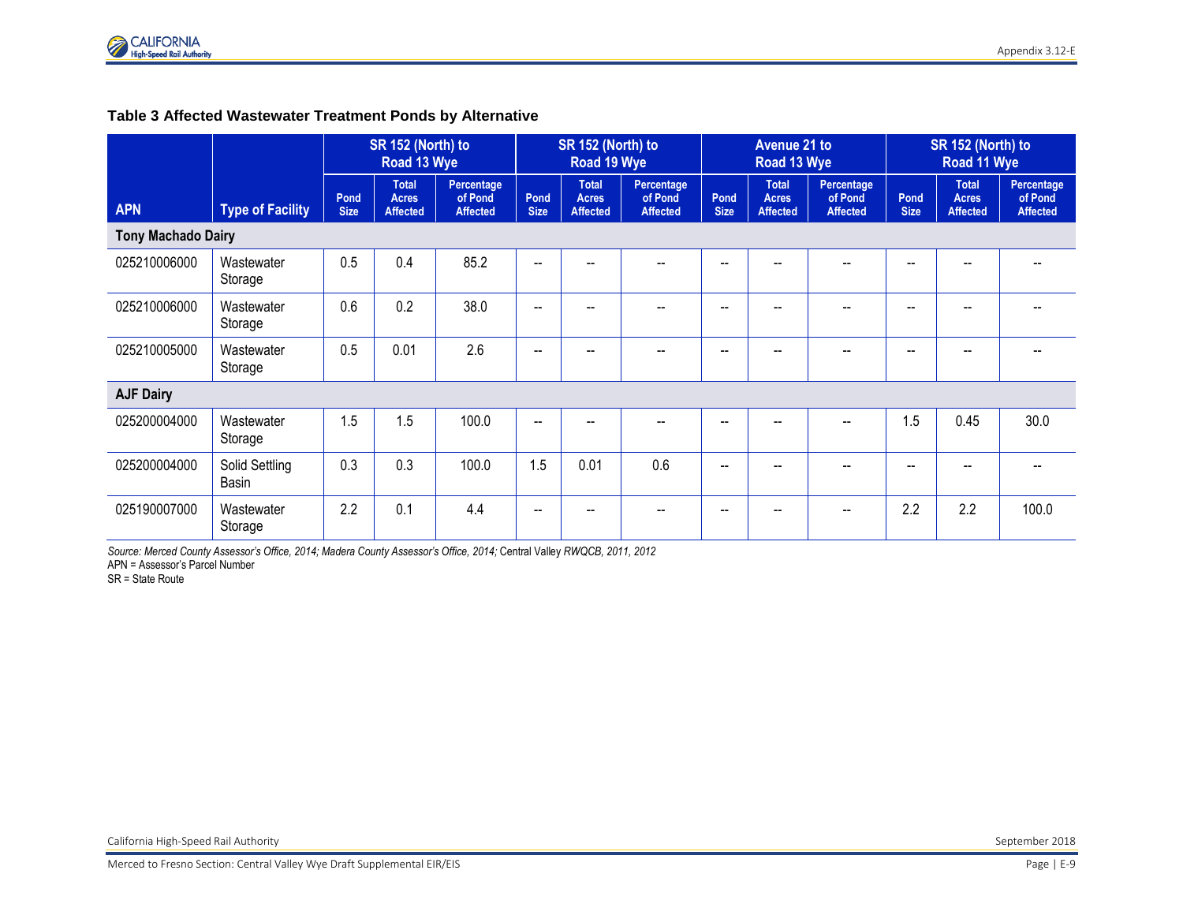**Table 3 Affected Wastewater Treatment Ponds by Alternative**

| APN | Type of Facility | SR 152 (North) to Road 13 Wye | | | SR 152 (North) to Road 19 Wye | | | Avenue 21 to Road 13 Wye | | | SR 152 (North) to Road 11 Wye | | |
|---|---|---|---|---|---|---|---|---|---|---|---|---|---|
| | | Pond Size | Total Acres Affected | Percentage of Pond Affected | Pond Size | Total Acres Affected | Percentage of Pond Affected | Pond Size | Total Acres Affected | Percentage of Pond Affected | Pond Size | Total Acres Affected | Percentage of Pond Affected |
| **Tony Machado Dairy** | | | | | | | | | | | | | |
| 025210006000 | Wastewater Storage | 0.5 | 0.4 | 85.2 | -- | -- | -- | -- | -- | -- | -- | -- | -- |
| 025210006000 | Wastewater Storage | 0.6 | 0.2 | 38.0 | -- | -- | -- | -- | -- | -- | -- | -- | -- |
| 025210005000 | Wastewater Storage | 0.5 | 0.01 | 2.6 | -- | -- | -- | -- | -- | -- | -- | -- | -- |
| **AJF Dairy** | | | | | | | | | | | | | |
| 025200004000 | Wastewater Storage | 1.5 | 1.5 | 100.0 | -- | -- | -- | -- | -- | -- | 1.5 | 0.45 | 30.0 |
| 025200004000 | Solid Settling Basin | 0.3 | 0.3 | 100.0 | 1.5 | 0.01 | 0.6 | -- | -- | -- | -- | -- | -- |
| 025190007000 | Wastewater Storage | 2.2 | 0.1 | 4.4 | -- | -- | -- | -- | -- | -- | 2.2 | 2.2 | 100.0 |

*Source: Merced County Assessor's Office, 2014; Madera County Assessor's Office, 2014;* Central Valley *RWQCB, 2011, 2012*
APN = Assessor's Parcel Number
SR = State Route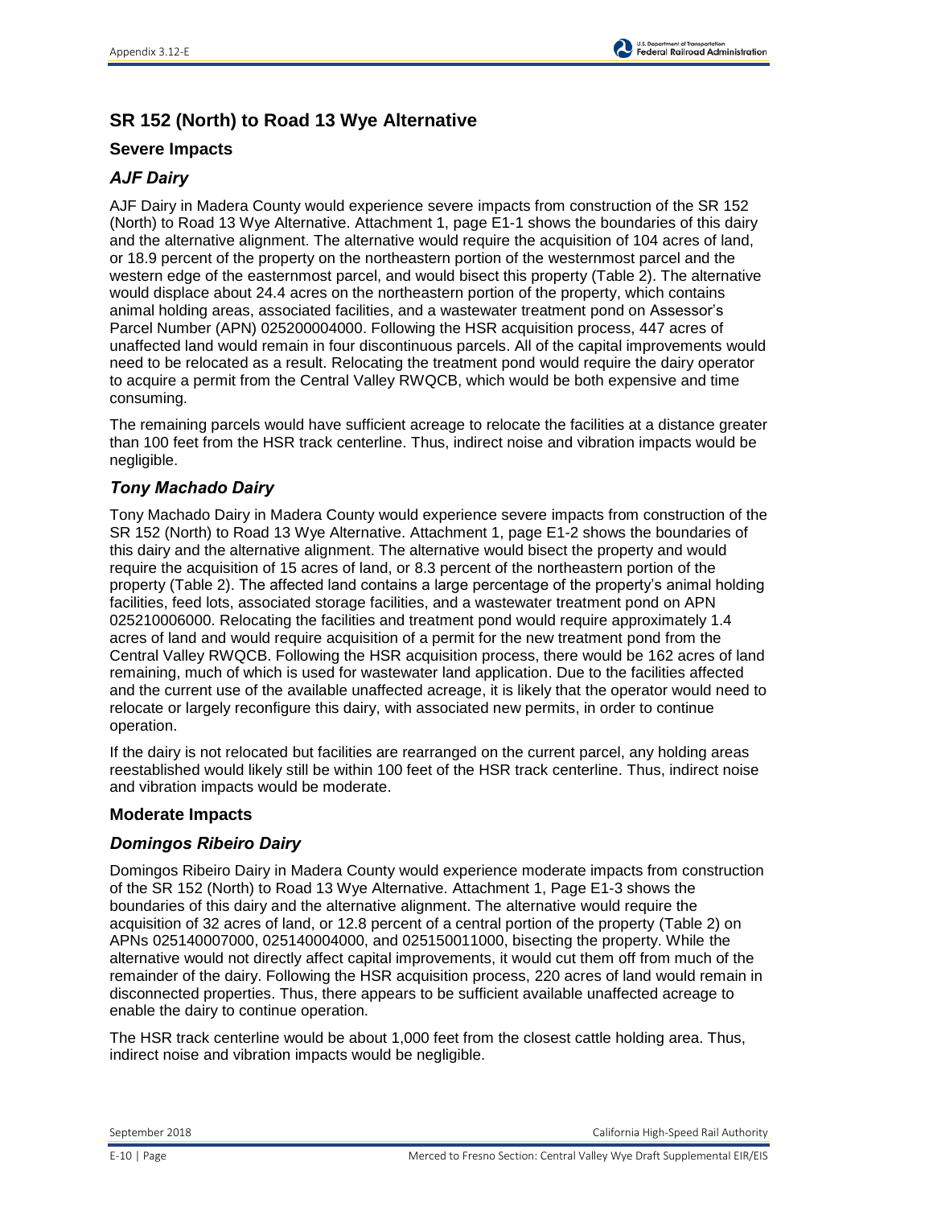## SR 152 (North) to Road 13 Wye Alternative

### Severe Impacts

#### *AJF Dairy*

AJF Dairy in Madera County would experience severe impacts from construction of the SR 152 (North) to Road 13 Wye Alternative. Attachment 1, page E1-1 shows the boundaries of this dairy and the alternative alignment. The alternative would require the acquisition of 104 acres of land, or 18.9 percent of the property on the northeastern portion of the westernmost parcel and the western edge of the easternmost parcel, and would bisect this property (Table 2). The alternative would displace about 24.4 acres on the northeastern portion of the property, which contains animal holding areas, associated facilities, and a wastewater treatment pond on Assessor's Parcel Number (APN) 025200004000. Following the HSR acquisition process, 447 acres of unaffected land would remain in four discontinuous parcels. All of the capital improvements would need to be relocated as a result. Relocating the treatment pond would require the dairy operator to acquire a permit from the Central Valley RWQCB, which would be both expensive and time consuming.

The remaining parcels would have sufficient acreage to relocate the facilities at a distance greater than 100 feet from the HSR track centerline. Thus, indirect noise and vibration impacts would be negligible.

#### *Tony Machado Dairy*

Tony Machado Dairy in Madera County would experience severe impacts from construction of the SR 152 (North) to Road 13 Wye Alternative. Attachment 1, page E1-2 shows the boundaries of this dairy and the alternative alignment. The alternative would bisect the property and would require the acquisition of 15 acres of land, or 8.3 percent of the northeastern portion of the property (Table 2). The affected land contains a large percentage of the property's animal holding facilities, feed lots, associated storage facilities, and a wastewater treatment pond on APN 025210006000. Relocating the facilities and treatment pond would require approximately 1.4 acres of land and would require acquisition of a permit for the new treatment pond from the Central Valley RWQCB. Following the HSR acquisition process, there would be 162 acres of land remaining, much of which is used for wastewater land application. Due to the facilities affected and the current use of the available unaffected acreage, it is likely that the operator would need to relocate or largely reconfigure this dairy, with associated new permits, in order to continue operation.

If the dairy is not relocated but facilities are rearranged on the current parcel, any holding areas reestablished would likely still be within 100 feet of the HSR track centerline. Thus, indirect noise and vibration impacts would be moderate.

### Moderate Impacts

#### *Domingos Ribeiro Dairy*

Domingos Ribeiro Dairy in Madera County would experience moderate impacts from construction of the SR 152 (North) to Road 13 Wye Alternative. Attachment 1, Page E1-3 shows the boundaries of this dairy and the alternative alignment. The alternative would require the acquisition of 32 acres of land, or 12.8 percent of a central portion of the property (Table 2) on APNs 025140007000, 025140004000, and 025150011000, bisecting the property. While the alternative would not directly affect capital improvements, it would cut them off from much of the remainder of the dairy. Following the HSR acquisition process, 220 acres of land would remain in disconnected properties. Thus, there appears to be sufficient available unaffected acreage to enable the dairy to continue operation.

The HSR track centerline would be about 1,000 feet from the closest cattle holding area. Thus, indirect noise and vibration impacts would be negligible.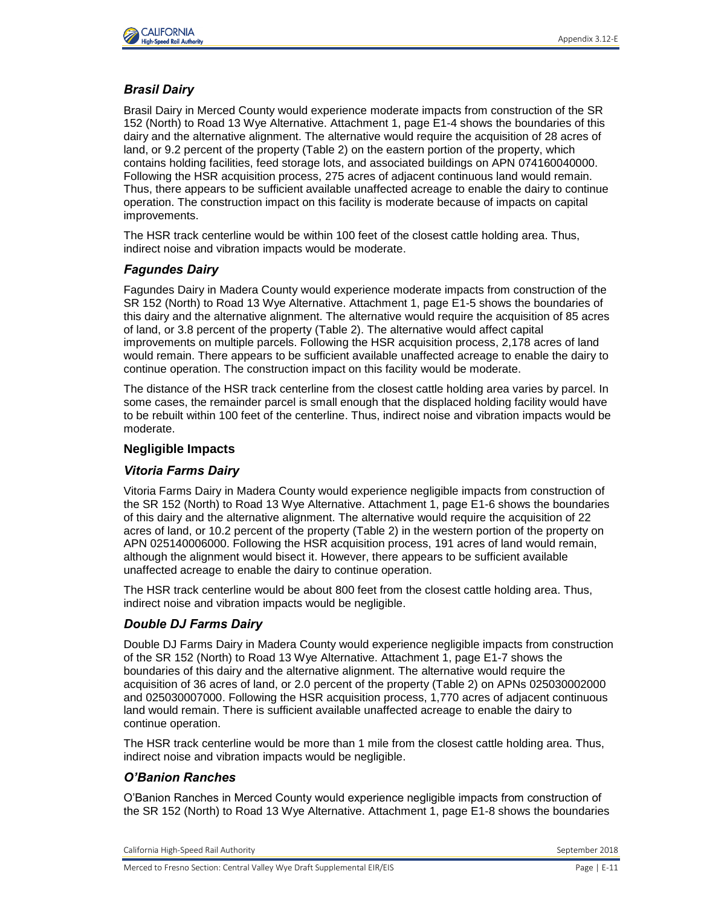### *Brasil Dairy*

Brasil Dairy in Merced County would experience moderate impacts from construction of the SR 152 (North) to Road 13 Wye Alternative. Attachment 1, page E1-4 shows the boundaries of this dairy and the alternative alignment. The alternative would require the acquisition of 28 acres of land, or 9.2 percent of the property (Table 2) on the eastern portion of the property, which contains holding facilities, feed storage lots, and associated buildings on APN 074160040000. Following the HSR acquisition process, 275 acres of adjacent continuous land would remain. Thus, there appears to be sufficient available unaffected acreage to enable the dairy to continue operation. The construction impact on this facility is moderate because of impacts on capital improvements.

The HSR track centerline would be within 100 feet of the closest cattle holding area. Thus, indirect noise and vibration impacts would be moderate.

### *Fagundes Dairy*

Fagundes Dairy in Madera County would experience moderate impacts from construction of the SR 152 (North) to Road 13 Wye Alternative. Attachment 1, page E1-5 shows the boundaries of this dairy and the alternative alignment. The alternative would require the acquisition of 85 acres of land, or 3.8 percent of the property (Table 2). The alternative would affect capital improvements on multiple parcels. Following the HSR acquisition process, 2,178 acres of land would remain. There appears to be sufficient available unaffected acreage to enable the dairy to continue operation. The construction impact on this facility would be moderate.

The distance of the HSR track centerline from the closest cattle holding area varies by parcel. In some cases, the remainder parcel is small enough that the displaced holding facility would have to be rebuilt within 100 feet of the centerline. Thus, indirect noise and vibration impacts would be moderate.

## Negligible Impacts

### *Vitoria Farms Dairy*

Vitoria Farms Dairy in Madera County would experience negligible impacts from construction of the SR 152 (North) to Road 13 Wye Alternative. Attachment 1, page E1-6 shows the boundaries of this dairy and the alternative alignment. The alternative would require the acquisition of 22 acres of land, or 10.2 percent of the property (Table 2) in the western portion of the property on APN 025140006000. Following the HSR acquisition process, 191 acres of land would remain, although the alignment would bisect it. However, there appears to be sufficient available unaffected acreage to enable the dairy to continue operation.

The HSR track centerline would be about 800 feet from the closest cattle holding area. Thus, indirect noise and vibration impacts would be negligible.

### *Double DJ Farms Dairy*

Double DJ Farms Dairy in Madera County would experience negligible impacts from construction of the SR 152 (North) to Road 13 Wye Alternative. Attachment 1, page E1-7 shows the boundaries of this dairy and the alternative alignment. The alternative would require the acquisition of 36 acres of land, or 2.0 percent of the property (Table 2) on APNs 025030002000 and 025030007000. Following the HSR acquisition process, 1,770 acres of adjacent continuous land would remain. There is sufficient available unaffected acreage to enable the dairy to continue operation.

The HSR track centerline would be more than 1 mile from the closest cattle holding area. Thus, indirect noise and vibration impacts would be negligible.

### *O'Banion Ranches*

O'Banion Ranches in Merced County would experience negligible impacts from construction of the SR 152 (North) to Road 13 Wye Alternative. Attachment 1, page E1-8 shows the boundaries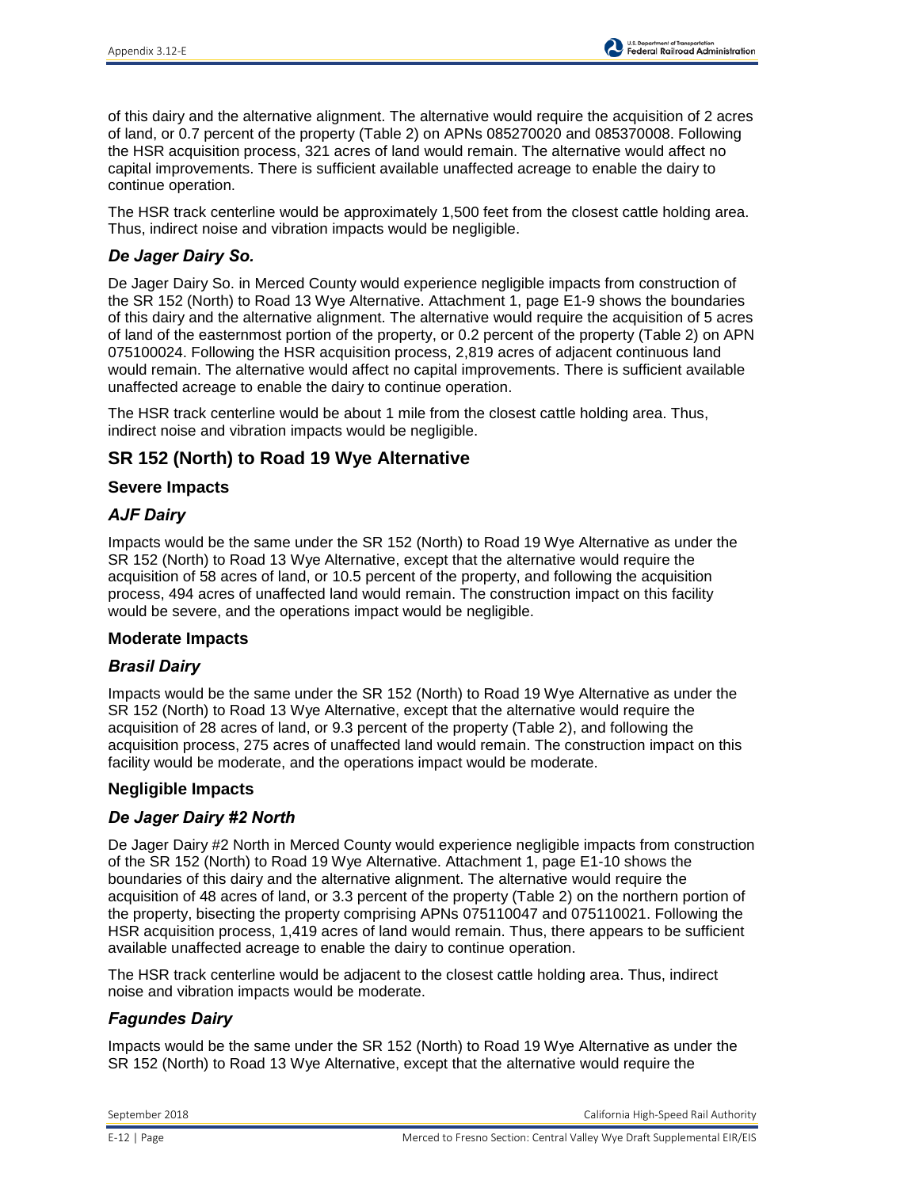of this dairy and the alternative alignment. The alternative would require the acquisition of 2 acres of land, or 0.7 percent of the property (Table 2) on APNs 085270020 and 085370008. Following the HSR acquisition process, 321 acres of land would remain. The alternative would affect no capital improvements. There is sufficient available unaffected acreage to enable the dairy to continue operation.

The HSR track centerline would be approximately 1,500 feet from the closest cattle holding area. Thus, indirect noise and vibration impacts would be negligible.

### *De Jager Dairy So.*

De Jager Dairy So. in Merced County would experience negligible impacts from construction of the SR 152 (North) to Road 13 Wye Alternative. Attachment 1, page E1-9 shows the boundaries of this dairy and the alternative alignment. The alternative would require the acquisition of 5 acres of land of the easternmost portion of the property, or 0.2 percent of the property (Table 2) on APN 075100024. Following the HSR acquisition process, 2,819 acres of adjacent continuous land would remain. The alternative would affect no capital improvements. There is sufficient available unaffected acreage to enable the dairy to continue operation.

The HSR track centerline would be about 1 mile from the closest cattle holding area. Thus, indirect noise and vibration impacts would be negligible.

## SR 152 (North) to Road 19 Wye Alternative

### Severe Impacts

### *AJF Dairy*

Impacts would be the same under the SR 152 (North) to Road 19 Wye Alternative as under the SR 152 (North) to Road 13 Wye Alternative, except that the alternative would require the acquisition of 58 acres of land, or 10.5 percent of the property, and following the acquisition process, 494 acres of unaffected land would remain. The construction impact on this facility would be severe, and the operations impact would be negligible.

### Moderate Impacts

### *Brasil Dairy*

Impacts would be the same under the SR 152 (North) to Road 19 Wye Alternative as under the SR 152 (North) to Road 13 Wye Alternative, except that the alternative would require the acquisition of 28 acres of land, or 9.3 percent of the property (Table 2), and following the acquisition process, 275 acres of unaffected land would remain. The construction impact on this facility would be moderate, and the operations impact would be moderate.

### Negligible Impacts

### *De Jager Dairy #2 North*

De Jager Dairy #2 North in Merced County would experience negligible impacts from construction of the SR 152 (North) to Road 19 Wye Alternative. Attachment 1, page E1-10 shows the boundaries of this dairy and the alternative alignment. The alternative would require the acquisition of 48 acres of land, or 3.3 percent of the property (Table 2) on the northern portion of the property, bisecting the property comprising APNs 075110047 and 075110021. Following the HSR acquisition process, 1,419 acres of land would remain. Thus, there appears to be sufficient available unaffected acreage to enable the dairy to continue operation.

The HSR track centerline would be adjacent to the closest cattle holding area. Thus, indirect noise and vibration impacts would be moderate.

### *Fagundes Dairy*

Impacts would be the same under the SR 152 (North) to Road 19 Wye Alternative as under the SR 152 (North) to Road 13 Wye Alternative, except that the alternative would require the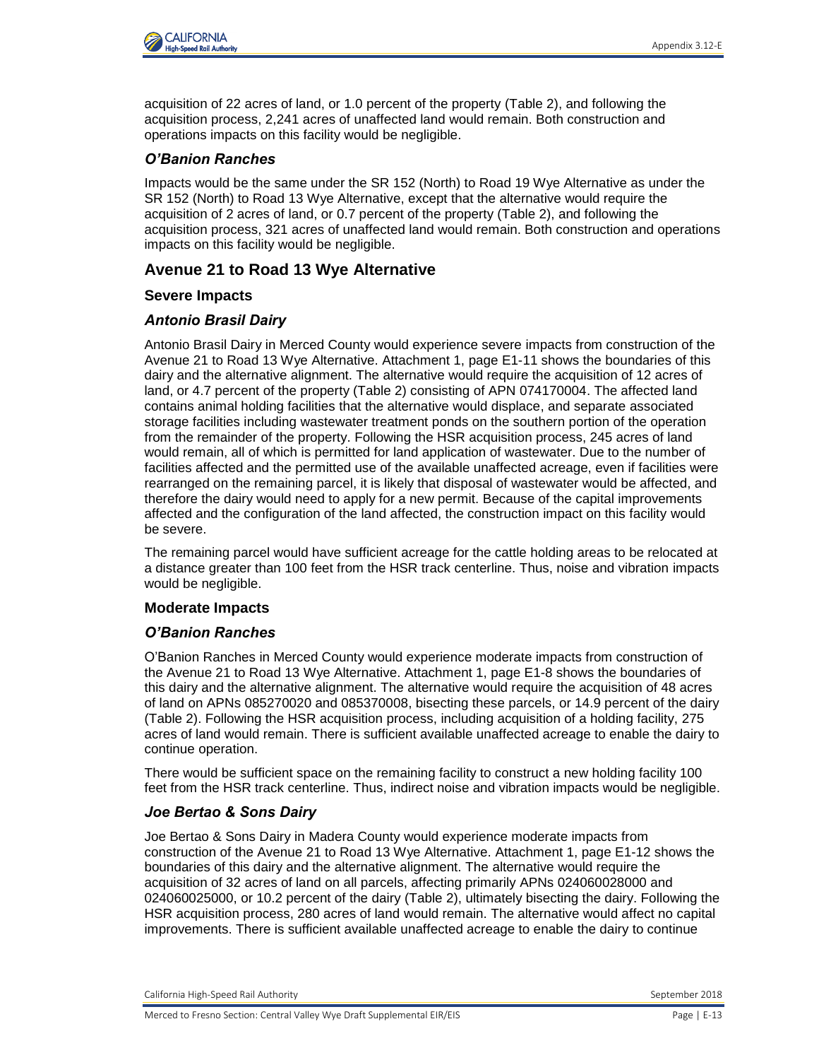acquisition of 22 acres of land, or 1.0 percent of the property (Table 2), and following the acquisition process, 2,241 acres of unaffected land would remain. Both construction and operations impacts on this facility would be negligible.

#### *O'Banion Ranches*

Impacts would be the same under the SR 152 (North) to Road 19 Wye Alternative as under the SR 152 (North) to Road 13 Wye Alternative, except that the alternative would require the acquisition of 2 acres of land, or 0.7 percent of the property (Table 2), and following the acquisition process, 321 acres of unaffected land would remain. Both construction and operations impacts on this facility would be negligible.

## Avenue 21 to Road 13 Wye Alternative

### Severe Impacts

#### *Antonio Brasil Dairy*

Antonio Brasil Dairy in Merced County would experience severe impacts from construction of the Avenue 21 to Road 13 Wye Alternative. Attachment 1, page E1-11 shows the boundaries of this dairy and the alternative alignment. The alternative would require the acquisition of 12 acres of land, or 4.7 percent of the property (Table 2) consisting of APN 074170004. The affected land contains animal holding facilities that the alternative would displace, and separate associated storage facilities including wastewater treatment ponds on the southern portion of the operation from the remainder of the property. Following the HSR acquisition process, 245 acres of land would remain, all of which is permitted for land application of wastewater. Due to the number of facilities affected and the permitted use of the available unaffected acreage, even if facilities were rearranged on the remaining parcel, it is likely that disposal of wastewater would be affected, and therefore the dairy would need to apply for a new permit. Because of the capital improvements affected and the configuration of the land affected, the construction impact on this facility would be severe.

The remaining parcel would have sufficient acreage for the cattle holding areas to be relocated at a distance greater than 100 feet from the HSR track centerline. Thus, noise and vibration impacts would be negligible.

### Moderate Impacts

#### *O'Banion Ranches*

O'Banion Ranches in Merced County would experience moderate impacts from construction of the Avenue 21 to Road 13 Wye Alternative. Attachment 1, page E1-8 shows the boundaries of this dairy and the alternative alignment. The alternative would require the acquisition of 48 acres of land on APNs 085270020 and 085370008, bisecting these parcels, or 14.9 percent of the dairy (Table 2). Following the HSR acquisition process, including acquisition of a holding facility, 275 acres of land would remain. There is sufficient available unaffected acreage to enable the dairy to continue operation.

There would be sufficient space on the remaining facility to construct a new holding facility 100 feet from the HSR track centerline. Thus, indirect noise and vibration impacts would be negligible.

#### *Joe Bertao & Sons Dairy*

Joe Bertao & Sons Dairy in Madera County would experience moderate impacts from construction of the Avenue 21 to Road 13 Wye Alternative. Attachment 1, page E1-12 shows the boundaries of this dairy and the alternative alignment. The alternative would require the acquisition of 32 acres of land on all parcels, affecting primarily APNs 024060028000 and 024060025000, or 10.2 percent of the dairy (Table 2), ultimately bisecting the dairy. Following the HSR acquisition process, 280 acres of land would remain. The alternative would affect no capital improvements. There is sufficient available unaffected acreage to enable the dairy to continue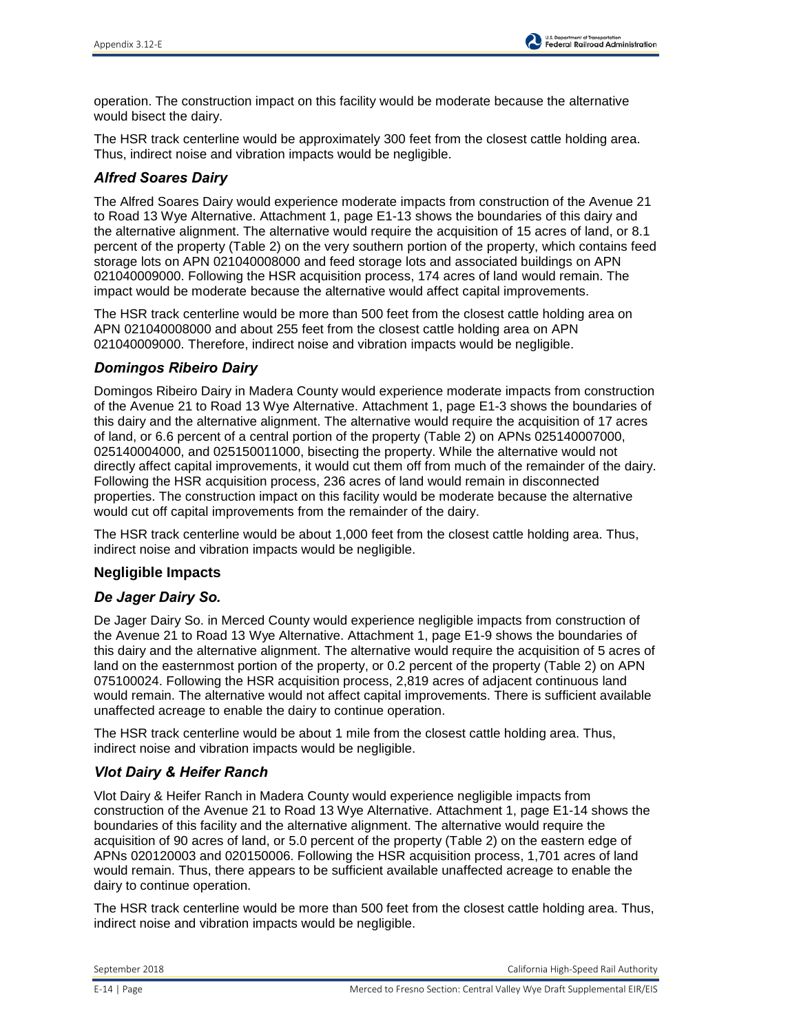operation. The construction impact on this facility would be moderate because the alternative would bisect the dairy.

The HSR track centerline would be approximately 300 feet from the closest cattle holding area. Thus, indirect noise and vibration impacts would be negligible.

### *Alfred Soares Dairy*

The Alfred Soares Dairy would experience moderate impacts from construction of the Avenue 21 to Road 13 Wye Alternative. Attachment 1, page E1-13 shows the boundaries of this dairy and the alternative alignment. The alternative would require the acquisition of 15 acres of land, or 8.1 percent of the property (Table 2) on the very southern portion of the property, which contains feed storage lots on APN 021040008000 and feed storage lots and associated buildings on APN 021040009000. Following the HSR acquisition process, 174 acres of land would remain. The impact would be moderate because the alternative would affect capital improvements.

The HSR track centerline would be more than 500 feet from the closest cattle holding area on APN 021040008000 and about 255 feet from the closest cattle holding area on APN 021040009000. Therefore, indirect noise and vibration impacts would be negligible.

### *Domingos Ribeiro Dairy*

Domingos Ribeiro Dairy in Madera County would experience moderate impacts from construction of the Avenue 21 to Road 13 Wye Alternative. Attachment 1, page E1-3 shows the boundaries of this dairy and the alternative alignment. The alternative would require the acquisition of 17 acres of land, or 6.6 percent of a central portion of the property (Table 2) on APNs 025140007000, 025140004000, and 025150011000, bisecting the property. While the alternative would not directly affect capital improvements, it would cut them off from much of the remainder of the dairy. Following the HSR acquisition process, 236 acres of land would remain in disconnected properties. The construction impact on this facility would be moderate because the alternative would cut off capital improvements from the remainder of the dairy.

The HSR track centerline would be about 1,000 feet from the closest cattle holding area. Thus, indirect noise and vibration impacts would be negligible.

## Negligible Impacts

### *De Jager Dairy So.*

De Jager Dairy So. in Merced County would experience negligible impacts from construction of the Avenue 21 to Road 13 Wye Alternative. Attachment 1, page E1-9 shows the boundaries of this dairy and the alternative alignment. The alternative would require the acquisition of 5 acres of land on the easternmost portion of the property, or 0.2 percent of the property (Table 2) on APN 075100024. Following the HSR acquisition process, 2,819 acres of adjacent continuous land would remain. The alternative would not affect capital improvements. There is sufficient available unaffected acreage to enable the dairy to continue operation.

The HSR track centerline would be about 1 mile from the closest cattle holding area. Thus, indirect noise and vibration impacts would be negligible.

### *Vlot Dairy & Heifer Ranch*

Vlot Dairy & Heifer Ranch in Madera County would experience negligible impacts from construction of the Avenue 21 to Road 13 Wye Alternative. Attachment 1, page E1-14 shows the boundaries of this facility and the alternative alignment. The alternative would require the acquisition of 90 acres of land, or 5.0 percent of the property (Table 2) on the eastern edge of APNs 020120003 and 020150006. Following the HSR acquisition process, 1,701 acres of land would remain. Thus, there appears to be sufficient available unaffected acreage to enable the dairy to continue operation.

The HSR track centerline would be more than 500 feet from the closest cattle holding area. Thus, indirect noise and vibration impacts would be negligible.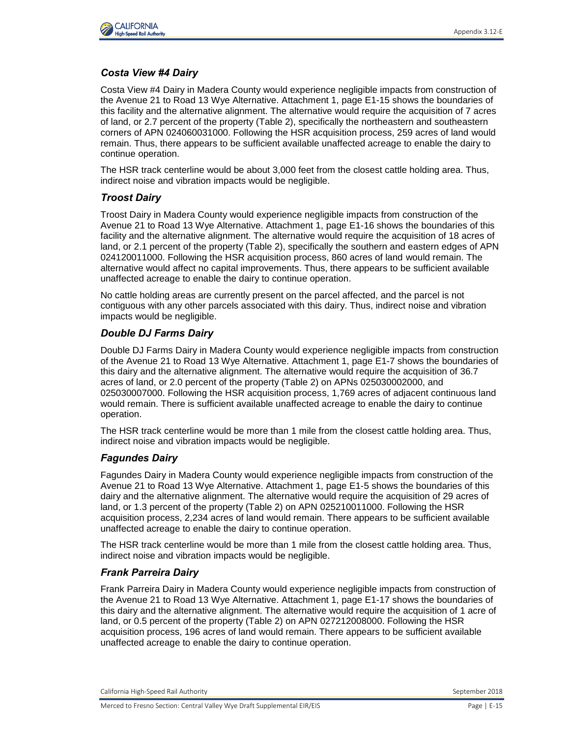### *Costa View #4 Dairy*

Costa View #4 Dairy in Madera County would experience negligible impacts from construction of the Avenue 21 to Road 13 Wye Alternative. Attachment 1, page E1-15 shows the boundaries of this facility and the alternative alignment. The alternative would require the acquisition of 7 acres of land, or 2.7 percent of the property (Table 2), specifically the northeastern and southeastern corners of APN 024060031000. Following the HSR acquisition process, 259 acres of land would remain. Thus, there appears to be sufficient available unaffected acreage to enable the dairy to continue operation.

The HSR track centerline would be about 3,000 feet from the closest cattle holding area. Thus, indirect noise and vibration impacts would be negligible.

### *Troost Dairy*

Troost Dairy in Madera County would experience negligible impacts from construction of the Avenue 21 to Road 13 Wye Alternative. Attachment 1, page E1-16 shows the boundaries of this facility and the alternative alignment. The alternative would require the acquisition of 18 acres of land, or 2.1 percent of the property (Table 2), specifically the southern and eastern edges of APN 024120011000. Following the HSR acquisition process, 860 acres of land would remain. The alternative would affect no capital improvements. Thus, there appears to be sufficient available unaffected acreage to enable the dairy to continue operation.

No cattle holding areas are currently present on the parcel affected, and the parcel is not contiguous with any other parcels associated with this dairy. Thus, indirect noise and vibration impacts would be negligible.

### *Double DJ Farms Dairy*

Double DJ Farms Dairy in Madera County would experience negligible impacts from construction of the Avenue 21 to Road 13 Wye Alternative. Attachment 1, page E1-7 shows the boundaries of this dairy and the alternative alignment. The alternative would require the acquisition of 36.7 acres of land, or 2.0 percent of the property (Table 2) on APNs 025030002000, and 025030007000. Following the HSR acquisition process, 1,769 acres of adjacent continuous land would remain. There is sufficient available unaffected acreage to enable the dairy to continue operation.

The HSR track centerline would be more than 1 mile from the closest cattle holding area. Thus, indirect noise and vibration impacts would be negligible.

### *Fagundes Dairy*

Fagundes Dairy in Madera County would experience negligible impacts from construction of the Avenue 21 to Road 13 Wye Alternative. Attachment 1, page E1-5 shows the boundaries of this dairy and the alternative alignment. The alternative would require the acquisition of 29 acres of land, or 1.3 percent of the property (Table 2) on APN 025210011000. Following the HSR acquisition process, 2,234 acres of land would remain. There appears to be sufficient available unaffected acreage to enable the dairy to continue operation.

The HSR track centerline would be more than 1 mile from the closest cattle holding area. Thus, indirect noise and vibration impacts would be negligible.

### *Frank Parreira Dairy*

Frank Parreira Dairy in Madera County would experience negligible impacts from construction of the Avenue 21 to Road 13 Wye Alternative. Attachment 1, page E1-17 shows the boundaries of this dairy and the alternative alignment. The alternative would require the acquisition of 1 acre of land, or 0.5 percent of the property (Table 2) on APN 027212008000. Following the HSR acquisition process, 196 acres of land would remain. There appears to be sufficient available unaffected acreage to enable the dairy to continue operation.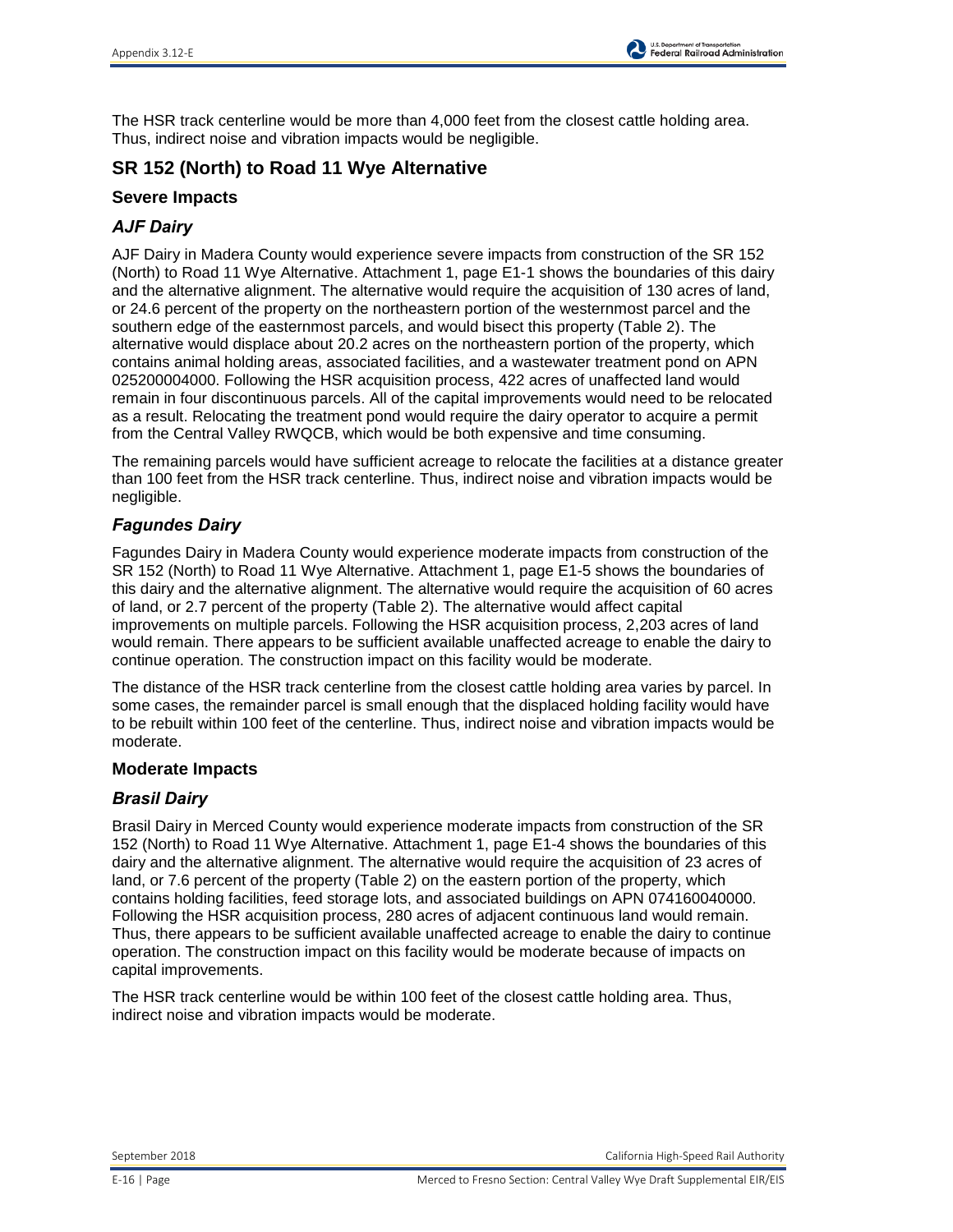The HSR track centerline would be more than 4,000 feet from the closest cattle holding area. Thus, indirect noise and vibration impacts would be negligible.

## SR 152 (North) to Road 11 Wye Alternative

### Severe Impacts

#### *AJF Dairy*

AJF Dairy in Madera County would experience severe impacts from construction of the SR 152 (North) to Road 11 Wye Alternative. Attachment 1, page E1-1 shows the boundaries of this dairy and the alternative alignment. The alternative would require the acquisition of 130 acres of land, or 24.6 percent of the property on the northeastern portion of the westernmost parcel and the southern edge of the easternmost parcels, and would bisect this property (Table 2). The alternative would displace about 20.2 acres on the northeastern portion of the property, which contains animal holding areas, associated facilities, and a wastewater treatment pond on APN 025200004000. Following the HSR acquisition process, 422 acres of unaffected land would remain in four discontinuous parcels. All of the capital improvements would need to be relocated as a result. Relocating the treatment pond would require the dairy operator to acquire a permit from the Central Valley RWQCB, which would be both expensive and time consuming.

The remaining parcels would have sufficient acreage to relocate the facilities at a distance greater than 100 feet from the HSR track centerline. Thus, indirect noise and vibration impacts would be negligible.

#### *Fagundes Dairy*

Fagundes Dairy in Madera County would experience moderate impacts from construction of the SR 152 (North) to Road 11 Wye Alternative. Attachment 1, page E1-5 shows the boundaries of this dairy and the alternative alignment. The alternative would require the acquisition of 60 acres of land, or 2.7 percent of the property (Table 2). The alternative would affect capital improvements on multiple parcels. Following the HSR acquisition process, 2,203 acres of land would remain. There appears to be sufficient available unaffected acreage to enable the dairy to continue operation. The construction impact on this facility would be moderate.

The distance of the HSR track centerline from the closest cattle holding area varies by parcel. In some cases, the remainder parcel is small enough that the displaced holding facility would have to be rebuilt within 100 feet of the centerline. Thus, indirect noise and vibration impacts would be moderate.

### Moderate Impacts

#### *Brasil Dairy*

Brasil Dairy in Merced County would experience moderate impacts from construction of the SR 152 (North) to Road 11 Wye Alternative. Attachment 1, page E1-4 shows the boundaries of this dairy and the alternative alignment. The alternative would require the acquisition of 23 acres of land, or 7.6 percent of the property (Table 2) on the eastern portion of the property, which contains holding facilities, feed storage lots, and associated buildings on APN 074160040000. Following the HSR acquisition process, 280 acres of adjacent continuous land would remain. Thus, there appears to be sufficient available unaffected acreage to enable the dairy to continue operation. The construction impact on this facility would be moderate because of impacts on capital improvements.

The HSR track centerline would be within 100 feet of the closest cattle holding area. Thus, indirect noise and vibration impacts would be moderate.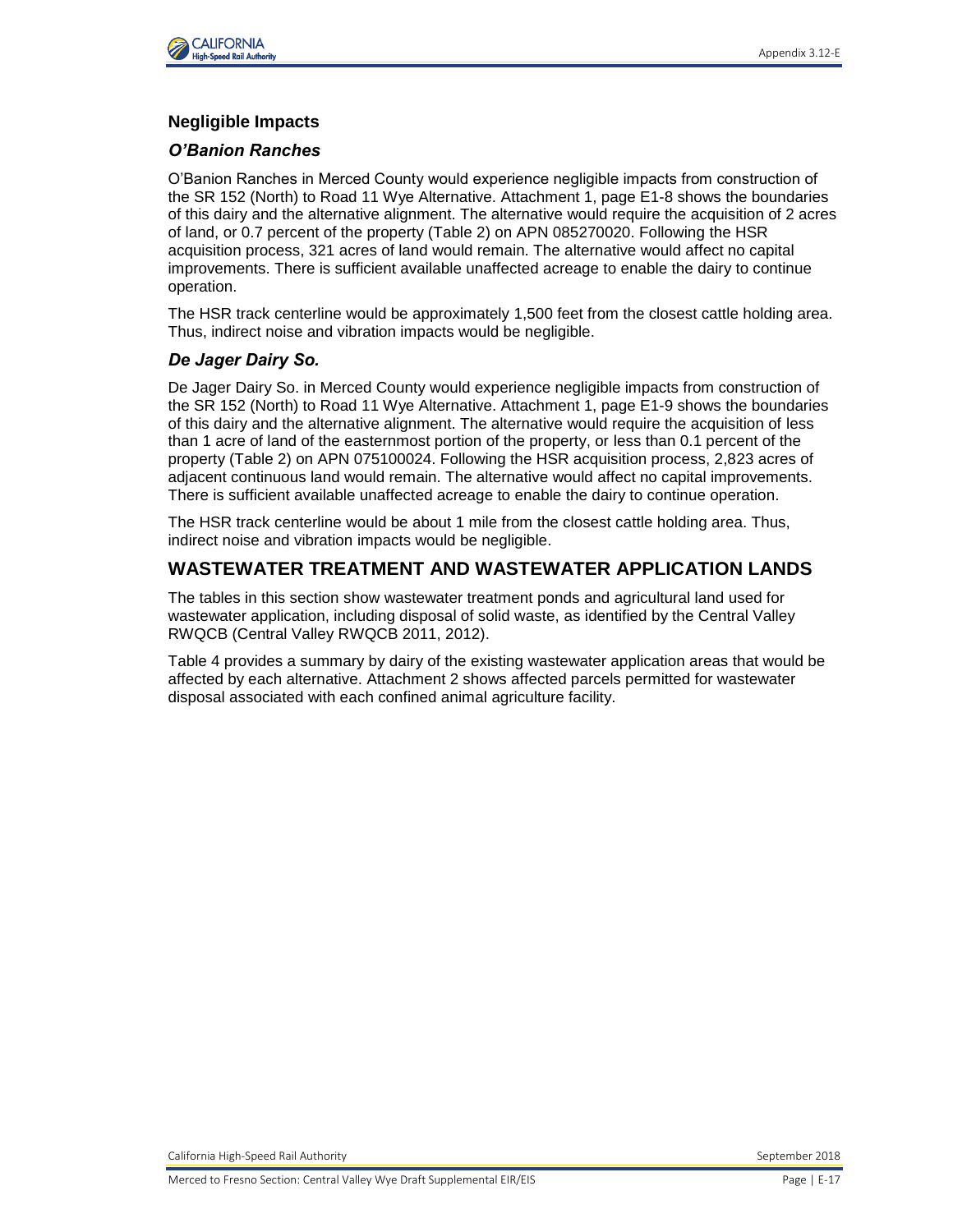### Negligible Impacts

#### *O'Banion Ranches*

O'Banion Ranches in Merced County would experience negligible impacts from construction of the SR 152 (North) to Road 11 Wye Alternative. Attachment 1, page E1-8 shows the boundaries of this dairy and the alternative alignment. The alternative would require the acquisition of 2 acres of land, or 0.7 percent of the property (Table 2) on APN 085270020. Following the HSR acquisition process, 321 acres of land would remain. The alternative would affect no capital improvements. There is sufficient available unaffected acreage to enable the dairy to continue operation.

The HSR track centerline would be approximately 1,500 feet from the closest cattle holding area. Thus, indirect noise and vibration impacts would be negligible.

#### *De Jager Dairy So.*

De Jager Dairy So. in Merced County would experience negligible impacts from construction of the SR 152 (North) to Road 11 Wye Alternative. Attachment 1, page E1-9 shows the boundaries of this dairy and the alternative alignment. The alternative would require the acquisition of less than 1 acre of land of the easternmost portion of the property, or less than 0.1 percent of the property (Table 2) on APN 075100024. Following the HSR acquisition process, 2,823 acres of adjacent continuous land would remain. The alternative would affect no capital improvements. There is sufficient available unaffected acreage to enable the dairy to continue operation.

The HSR track centerline would be about 1 mile from the closest cattle holding area. Thus, indirect noise and vibration impacts would be negligible.

## WASTEWATER TREATMENT AND WASTEWATER APPLICATION LANDS

The tables in this section show wastewater treatment ponds and agricultural land used for wastewater application, including disposal of solid waste, as identified by the Central Valley RWQCB (Central Valley RWQCB 2011, 2012).

Table 4 provides a summary by dairy of the existing wastewater application areas that would be affected by each alternative. Attachment 2 shows affected parcels permitted for wastewater disposal associated with each confined animal agriculture facility.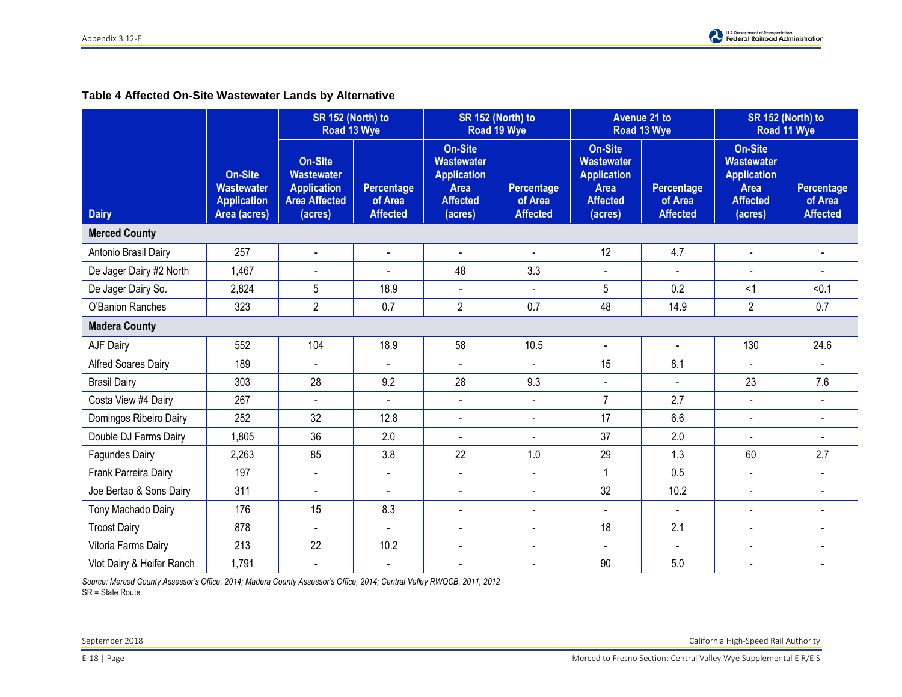**Table 4 Affected On-Site Wastewater Lands by Alternative**

| Dairy | On-Site Wastewater Application Area (acres) | SR 152 (North) to Road 13 Wye | | SR 152 (North) to Road 19 Wye | | Avenue 21 to Road 13 Wye | | SR 152 (North) to Road 11 Wye | |
|---|---|---|---|---|---|---|---|---|---|
| | | On-Site Wastewater Application Area Affected (acres) | Percentage of Area Affected | On-Site Wastewater Application Area Affected (acres) | Percentage of Area Affected | On-Site Wastewater Application Area Affected (acres) | Percentage of Area Affected | On-Site Wastewater Application Area Affected (acres) | Percentage of Area Affected |
| **Merced County** | | | | | | | | | |
| Antonio Brasil Dairy | 257 | - | - | - | - | 12 | 4.7 | - | - |
| De Jager Dairy #2 North | 1,467 | - | - | 48 | 3.3 | - | - | - | - |
| De Jager Dairy So. | 2,824 | 5 | 18.9 | - | - | 5 | 0.2 | <1 | <0.1 |
| O'Banion Ranches | 323 | 2 | 0.7 | 2 | 0.7 | 48 | 14.9 | 2 | 0.7 |
| **Madera County** | | | | | | | | | |
| AJF Dairy | 552 | 104 | 18.9 | 58 | 10.5 | - | - | 130 | 24.6 |
| Alfred Soares Dairy | 189 | - | - | - | - | 15 | 8.1 | - | - |
| Brasil Dairy | 303 | 28 | 9.2 | 28 | 9.3 | - | - | 23 | 7.6 |
| Costa View #4 Dairy | 267 | - | - | - | - | 7 | 2.7 | - | - |
| Domingos Ribeiro Dairy | 252 | 32 | 12.8 | - | - | 17 | 6.6 | - | - |
| Double DJ Farms Dairy | 1,805 | 36 | 2.0 | - | - | 37 | 2.0 | - | - |
| Fagundes Dairy | 2,263 | 85 | 3.8 | 22 | 1.0 | 29 | 1.3 | 60 | 2.7 |
| Frank Parreira Dairy | 197 | - | - | - | - | 1 | 0.5 | - | - |
| Joe Bertao & Sons Dairy | 311 | - | - | - | - | 32 | 10.2 | - | - |
| Tony Machado Dairy | 176 | 15 | 8.3 | - | - | - | - | - | - |
| Troost Dairy | 878 | - | - | - | - | 18 | 2.1 | - | - |
| Vitoria Farms Dairy | 213 | 22 | 10.2 | - | - | - | - | - | - |
| Vlot Dairy & Heifer Ranch | 1,791 | - | - | - | - | 90 | 5.0 | - | - |

*Source: Merced County Assessor's Office, 2014; Madera County Assessor's Office, 2014; Central Valley RWQCB, 2011, 2012*
SR = State Route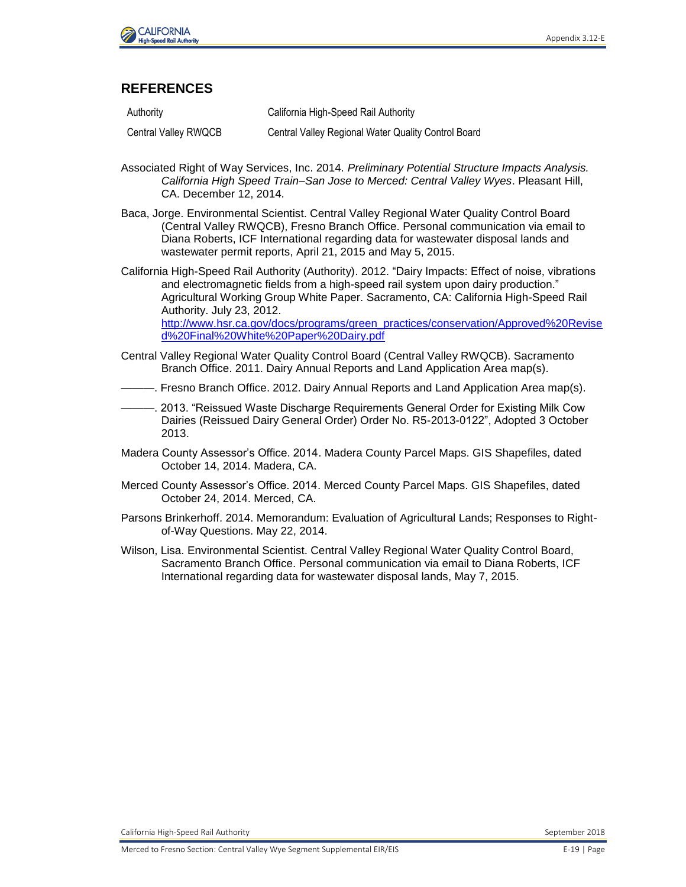## REFERENCES

| | |
|---|---|
| Authority | California High-Speed Rail Authority |
| Central Valley RWQCB | Central Valley Regional Water Quality Control Board |

Associated Right of Way Services, Inc. 2014. *Preliminary Potential Structure Impacts Analysis. California High Speed Train–San Jose to Merced: Central Valley Wyes*. Pleasant Hill, CA. December 12, 2014.

Baca, Jorge. Environmental Scientist. Central Valley Regional Water Quality Control Board (Central Valley RWQCB), Fresno Branch Office. Personal communication via email to Diana Roberts, ICF International regarding data for wastewater disposal lands and wastewater permit reports, April 21, 2015 and May 5, 2015.

California High-Speed Rail Authority (Authority). 2012. "Dairy Impacts: Effect of noise, vibrations and electromagnetic fields from a high-speed rail system upon dairy production." Agricultural Working Group White Paper. Sacramento, CA: California High-Speed Rail Authority. July 23, 2012. http://www.hsr.ca.gov/docs/programs/green_practices/conservation/Approved%20Revised%20Final%20White%20Paper%20Dairy.pdf

Central Valley Regional Water Quality Control Board (Central Valley RWQCB). Sacramento Branch Office. 2011. Dairy Annual Reports and Land Application Area map(s).

———. Fresno Branch Office. 2012. Dairy Annual Reports and Land Application Area map(s).

———. 2013. "Reissued Waste Discharge Requirements General Order for Existing Milk Cow Dairies (Reissued Dairy General Order) Order No. R5-2013-0122", Adopted 3 October 2013.

Madera County Assessor's Office. 2014. Madera County Parcel Maps. GIS Shapefiles, dated October 14, 2014. Madera, CA.

Merced County Assessor's Office. 2014. Merced County Parcel Maps. GIS Shapefiles, dated October 24, 2014. Merced, CA.

Parsons Brinkerhoff. 2014. Memorandum: Evaluation of Agricultural Lands; Responses to Right-of-Way Questions. May 22, 2014.

Wilson, Lisa. Environmental Scientist. Central Valley Regional Water Quality Control Board, Sacramento Branch Office. Personal communication via email to Diana Roberts, ICF International regarding data for wastewater disposal lands, May 7, 2015.